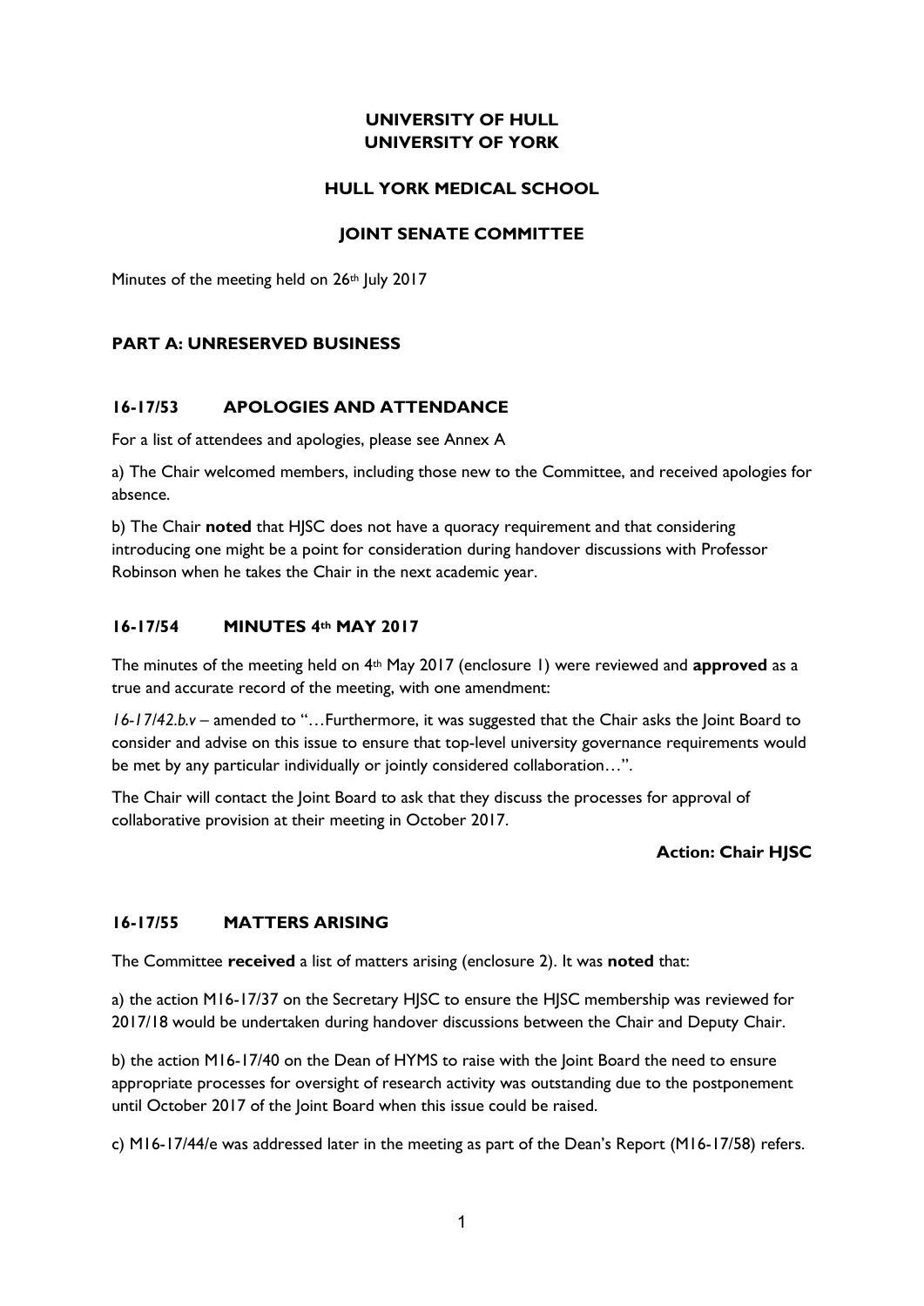# UNIVERSITY OF HULL
# UNIVERSITY OF YORK

## HULL YORK MEDICAL SCHOOL

## JOINT SENATE COMMITTEE

Minutes of the meeting held on 26th July 2017

### PART A: UNRESERVED BUSINESS

### 16-17/53 APOLOGIES AND ATTENDANCE

For a list of attendees and apologies, please see Annex A

a) The Chair welcomed members, including those new to the Committee, and received apologies for absence.

b) The Chair **noted** that HJSC does not have a quoracy requirement and that considering introducing one might be a point for consideration during handover discussions with Professor Robinson when he takes the Chair in the next academic year.

### 16-17/54 MINUTES 4th MAY 2017

The minutes of the meeting held on 4th May 2017 (enclosure 1) were reviewed and **approved** as a true and accurate record of the meeting, with one amendment:

*16-17/42.b.v* – amended to "…Furthermore, it was suggested that the Chair asks the Joint Board to consider and advise on this issue to ensure that top-level university governance requirements would be met by any particular individually or jointly considered collaboration…".

The Chair will contact the Joint Board to ask that they discuss the processes for approval of collaborative provision at their meeting in October 2017.

**Action: Chair HJSC**

### 16-17/55 MATTERS ARISING

The Committee **received** a list of matters arising (enclosure 2). It was **noted** that:

a) the action M16-17/37 on the Secretary HJSC to ensure the HJSC membership was reviewed for 2017/18 would be undertaken during handover discussions between the Chair and Deputy Chair.

b) the action M16-17/40 on the Dean of HYMS to raise with the Joint Board the need to ensure appropriate processes for oversight of research activity was outstanding due to the postponement until October 2017 of the Joint Board when this issue could be raised.

c) M16-17/44/e was addressed later in the meeting as part of the Dean's Report (M16-17/58) refers.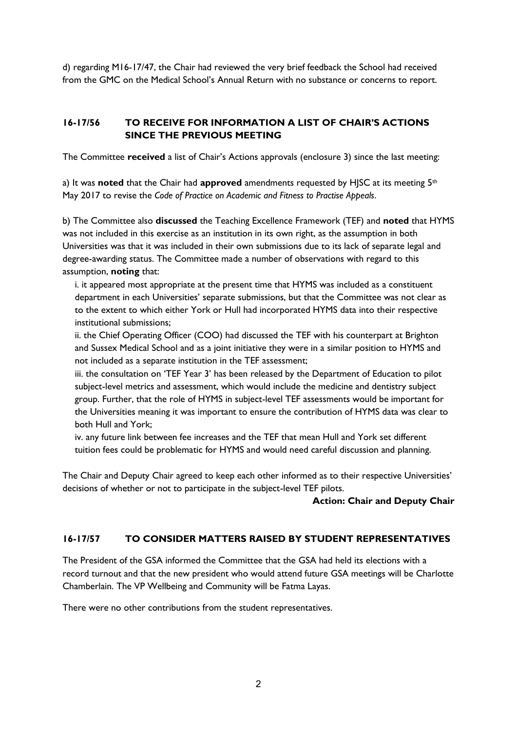d) regarding M16-17/47, the Chair had reviewed the very brief feedback the School had received from the GMC on the Medical School's Annual Return with no substance or concerns to report.

## 16-17/56 TO RECEIVE FOR INFORMATION A LIST OF CHAIR'S ACTIONS SINCE THE PREVIOUS MEETING

The Committee **received** a list of Chair's Actions approvals (enclosure 3) since the last meeting:

a) It was **noted** that the Chair had **approved** amendments requested by HJSC at its meeting 5th May 2017 to revise the *Code of Practice on Academic and Fitness to Practise Appeals*.

b) The Committee also **discussed** the Teaching Excellence Framework (TEF) and **noted** that HYMS was not included in this exercise as an institution in its own right, as the assumption in both Universities was that it was included in their own submissions due to its lack of separate legal and degree-awarding status. The Committee made a number of observations with regard to this assumption, **noting** that:

i. it appeared most appropriate at the present time that HYMS was included as a constituent department in each Universities' separate submissions, but that the Committee was not clear as to the extent to which either York or Hull had incorporated HYMS data into their respective institutional submissions;

ii. the Chief Operating Officer (COO) had discussed the TEF with his counterpart at Brighton and Sussex Medical School and as a joint initiative they were in a similar position to HYMS and not included as a separate institution in the TEF assessment;

iii. the consultation on 'TEF Year 3' has been released by the Department of Education to pilot subject-level metrics and assessment, which would include the medicine and dentistry subject group. Further, that the role of HYMS in subject-level TEF assessments would be important for the Universities meaning it was important to ensure the contribution of HYMS data was clear to both Hull and York;

iv. any future link between fee increases and the TEF that mean Hull and York set different tuition fees could be problematic for HYMS and would need careful discussion and planning.

The Chair and Deputy Chair agreed to keep each other informed as to their respective Universities' decisions of whether or not to participate in the subject-level TEF pilots.

**Action: Chair and Deputy Chair**

## 16-17/57 TO CONSIDER MATTERS RAISED BY STUDENT REPRESENTATIVES

The President of the GSA informed the Committee that the GSA had held its elections with a record turnout and that the new president who would attend future GSA meetings will be Charlotte Chamberlain. The VP Wellbeing and Community will be Fatma Layas.

There were no other contributions from the student representatives.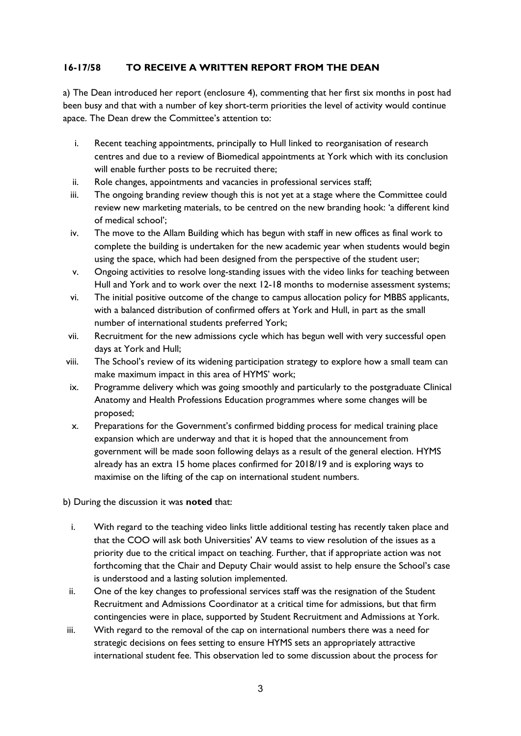## 16-17/58 TO RECEIVE A WRITTEN REPORT FROM THE DEAN

a) The Dean introduced her report (enclosure 4), commenting that her first six months in post had been busy and that with a number of key short-term priorities the level of activity would continue apace. The Dean drew the Committee's attention to:

i. Recent teaching appointments, principally to Hull linked to reorganisation of research centres and due to a review of Biomedical appointments at York which with its conclusion will enable further posts to be recruited there;
ii. Role changes, appointments and vacancies in professional services staff;
iii. The ongoing branding review though this is not yet at a stage where the Committee could review new marketing materials, to be centred on the new branding hook: 'a different kind of medical school';
iv. The move to the Allam Building which has begun with staff in new offices as final work to complete the building is undertaken for the new academic year when students would begin using the space, which had been designed from the perspective of the student user;
v. Ongoing activities to resolve long-standing issues with the video links for teaching between Hull and York and to work over the next 12-18 months to modernise assessment systems;
vi. The initial positive outcome of the change to campus allocation policy for MBBS applicants, with a balanced distribution of confirmed offers at York and Hull, in part as the small number of international students preferred York;
vii. Recruitment for the new admissions cycle which has begun well with very successful open days at York and Hull;
viii. The School's review of its widening participation strategy to explore how a small team can make maximum impact in this area of HYMS' work;
ix. Programme delivery which was going smoothly and particularly to the postgraduate Clinical Anatomy and Health Professions Education programmes where some changes will be proposed;
x. Preparations for the Government's confirmed bidding process for medical training place expansion which are underway and that it is hoped that the announcement from government will be made soon following delays as a result of the general election. HYMS already has an extra 15 home places confirmed for 2018/19 and is exploring ways to maximise on the lifting of the cap on international student numbers.

b) During the discussion it was **noted** that:

i. With regard to the teaching video links little additional testing has recently taken place and that the COO will ask both Universities' AV teams to view resolution of the issues as a priority due to the critical impact on teaching. Further, that if appropriate action was not forthcoming that the Chair and Deputy Chair would assist to help ensure the School's case is understood and a lasting solution implemented.
ii. One of the key changes to professional services staff was the resignation of the Student Recruitment and Admissions Coordinator at a critical time for admissions, but that firm contingencies were in place, supported by Student Recruitment and Admissions at York.
iii. With regard to the removal of the cap on international numbers there was a need for strategic decisions on fees setting to ensure HYMS sets an appropriately attractive international student fee. This observation led to some discussion about the process for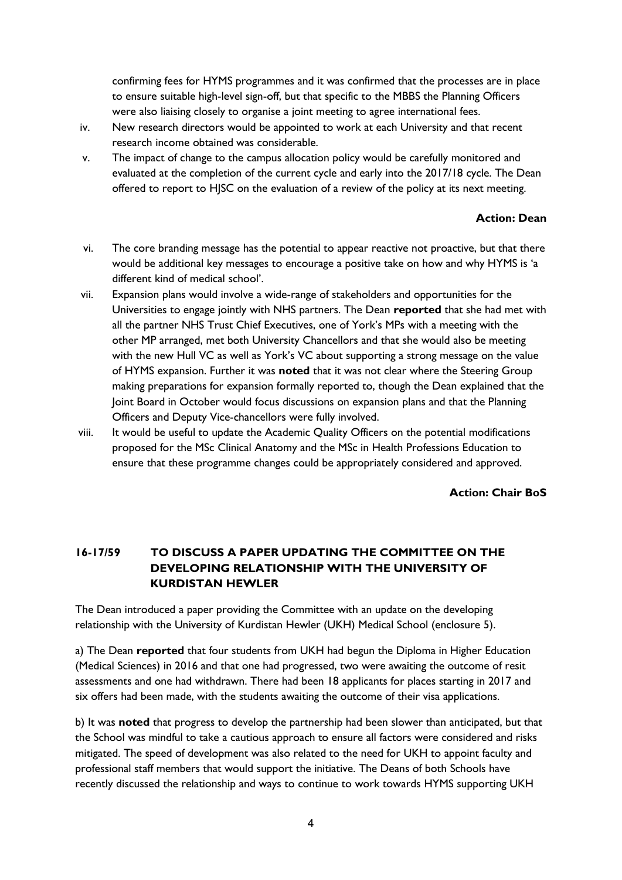confirming fees for HYMS programmes and it was confirmed that the processes are in place to ensure suitable high-level sign-off, but that specific to the MBBS the Planning Officers were also liaising closely to organise a joint meeting to agree international fees.

iv. New research directors would be appointed to work at each University and that recent research income obtained was considerable.

v. The impact of change to the campus allocation policy would be carefully monitored and evaluated at the completion of the current cycle and early into the 2017/18 cycle. The Dean offered to report to HJSC on the evaluation of a review of the policy at its next meeting.

**Action: Dean**

vi. The core branding message has the potential to appear reactive not proactive, but that there would be additional key messages to encourage a positive take on how and why HYMS is 'a different kind of medical school'.

vii. Expansion plans would involve a wide-range of stakeholders and opportunities for the Universities to engage jointly with NHS partners. The Dean **reported** that she had met with all the partner NHS Trust Chief Executives, one of York's MPs with a meeting with the other MP arranged, met both University Chancellors and that she would also be meeting with the new Hull VC as well as York's VC about supporting a strong message on the value of HYMS expansion. Further it was **noted** that it was not clear where the Steering Group making preparations for expansion formally reported to, though the Dean explained that the Joint Board in October would focus discussions on expansion plans and that the Planning Officers and Deputy Vice-chancellors were fully involved.

viii. It would be useful to update the Academic Quality Officers on the potential modifications proposed for the MSc Clinical Anatomy and the MSc in Health Professions Education to ensure that these programme changes could be appropriately considered and approved.

**Action: Chair BoS**

## 16-17/59 TO DISCUSS A PAPER UPDATING THE COMMITTEE ON THE DEVELOPING RELATIONSHIP WITH THE UNIVERSITY OF KURDISTAN HEWLER

The Dean introduced a paper providing the Committee with an update on the developing relationship with the University of Kurdistan Hewler (UKH) Medical School (enclosure 5).

a) The Dean **reported** that four students from UKH had begun the Diploma in Higher Education (Medical Sciences) in 2016 and that one had progressed, two were awaiting the outcome of resit assessments and one had withdrawn. There had been 18 applicants for places starting in 2017 and six offers had been made, with the students awaiting the outcome of their visa applications.

b) It was **noted** that progress to develop the partnership had been slower than anticipated, but that the School was mindful to take a cautious approach to ensure all factors were considered and risks mitigated. The speed of development was also related to the need for UKH to appoint faculty and professional staff members that would support the initiative. The Deans of both Schools have recently discussed the relationship and ways to continue to work towards HYMS supporting UKH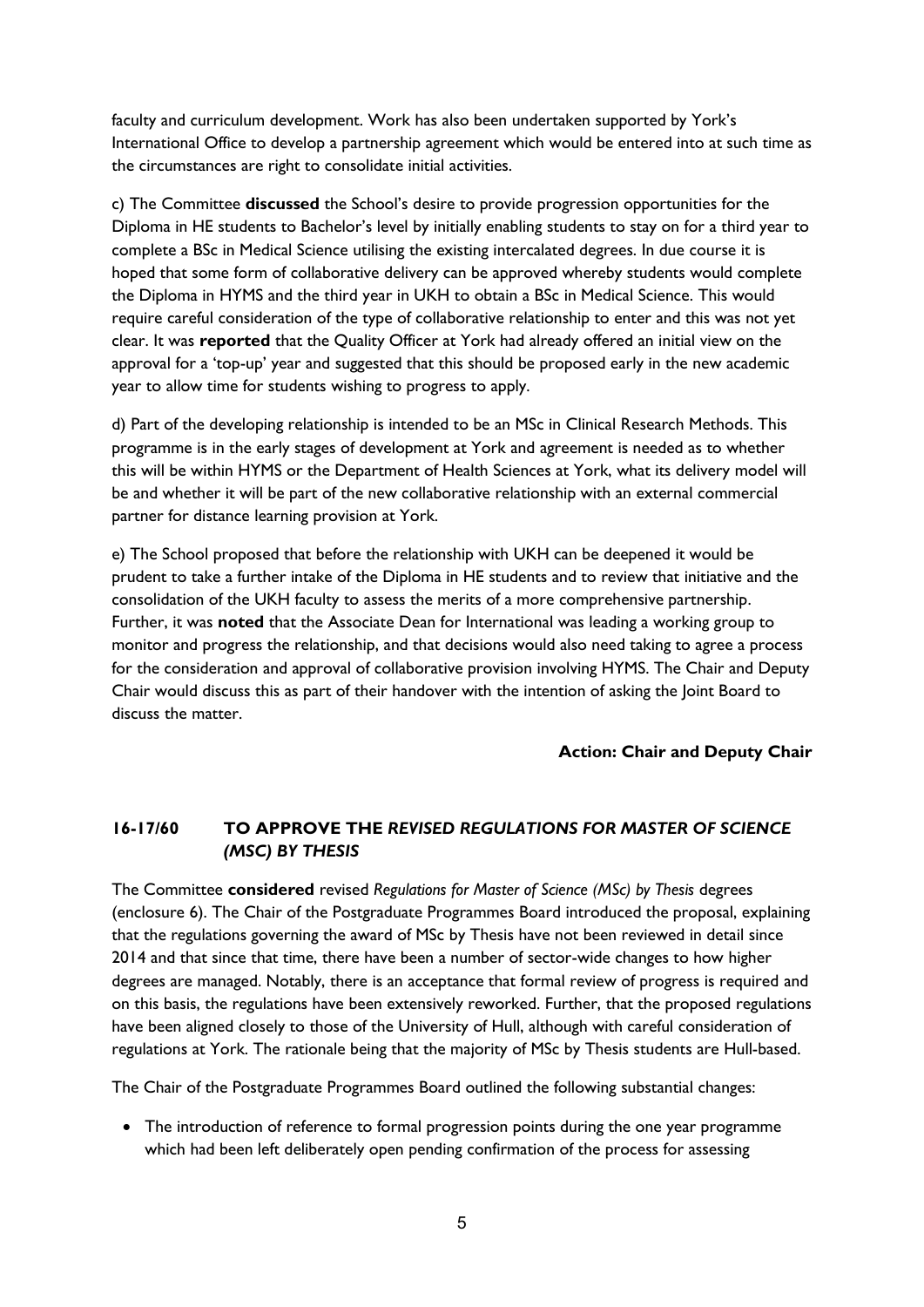faculty and curriculum development. Work has also been undertaken supported by York's International Office to develop a partnership agreement which would be entered into at such time as the circumstances are right to consolidate initial activities.

c) The Committee **discussed** the School's desire to provide progression opportunities for the Diploma in HE students to Bachelor's level by initially enabling students to stay on for a third year to complete a BSc in Medical Science utilising the existing intercalated degrees. In due course it is hoped that some form of collaborative delivery can be approved whereby students would complete the Diploma in HYMS and the third year in UKH to obtain a BSc in Medical Science. This would require careful consideration of the type of collaborative relationship to enter and this was not yet clear. It was **reported** that the Quality Officer at York had already offered an initial view on the approval for a 'top-up' year and suggested that this should be proposed early in the new academic year to allow time for students wishing to progress to apply.

d) Part of the developing relationship is intended to be an MSc in Clinical Research Methods. This programme is in the early stages of development at York and agreement is needed as to whether this will be within HYMS or the Department of Health Sciences at York, what its delivery model will be and whether it will be part of the new collaborative relationship with an external commercial partner for distance learning provision at York.

e) The School proposed that before the relationship with UKH can be deepened it would be prudent to take a further intake of the Diploma in HE students and to review that initiative and the consolidation of the UKH faculty to assess the merits of a more comprehensive partnership. Further, it was **noted** that the Associate Dean for International was leading a working group to monitor and progress the relationship, and that decisions would also need taking to agree a process for the consideration and approval of collaborative provision involving HYMS. The Chair and Deputy Chair would discuss this as part of their handover with the intention of asking the Joint Board to discuss the matter.

**Action: Chair and Deputy Chair**

## 16-17/60 TO APPROVE THE *REVISED REGULATIONS FOR MASTER OF SCIENCE (MSC) BY THESIS*

The Committee **considered** revised *Regulations for Master of Science (MSc) by Thesis* degrees (enclosure 6). The Chair of the Postgraduate Programmes Board introduced the proposal, explaining that the regulations governing the award of MSc by Thesis have not been reviewed in detail since 2014 and that since that time, there have been a number of sector-wide changes to how higher degrees are managed. Notably, there is an acceptance that formal review of progress is required and on this basis, the regulations have been extensively reworked. Further, that the proposed regulations have been aligned closely to those of the University of Hull, although with careful consideration of regulations at York. The rationale being that the majority of MSc by Thesis students are Hull-based.

The Chair of the Postgraduate Programmes Board outlined the following substantial changes:

- The introduction of reference to formal progression points during the one year programme which had been left deliberately open pending confirmation of the process for assessing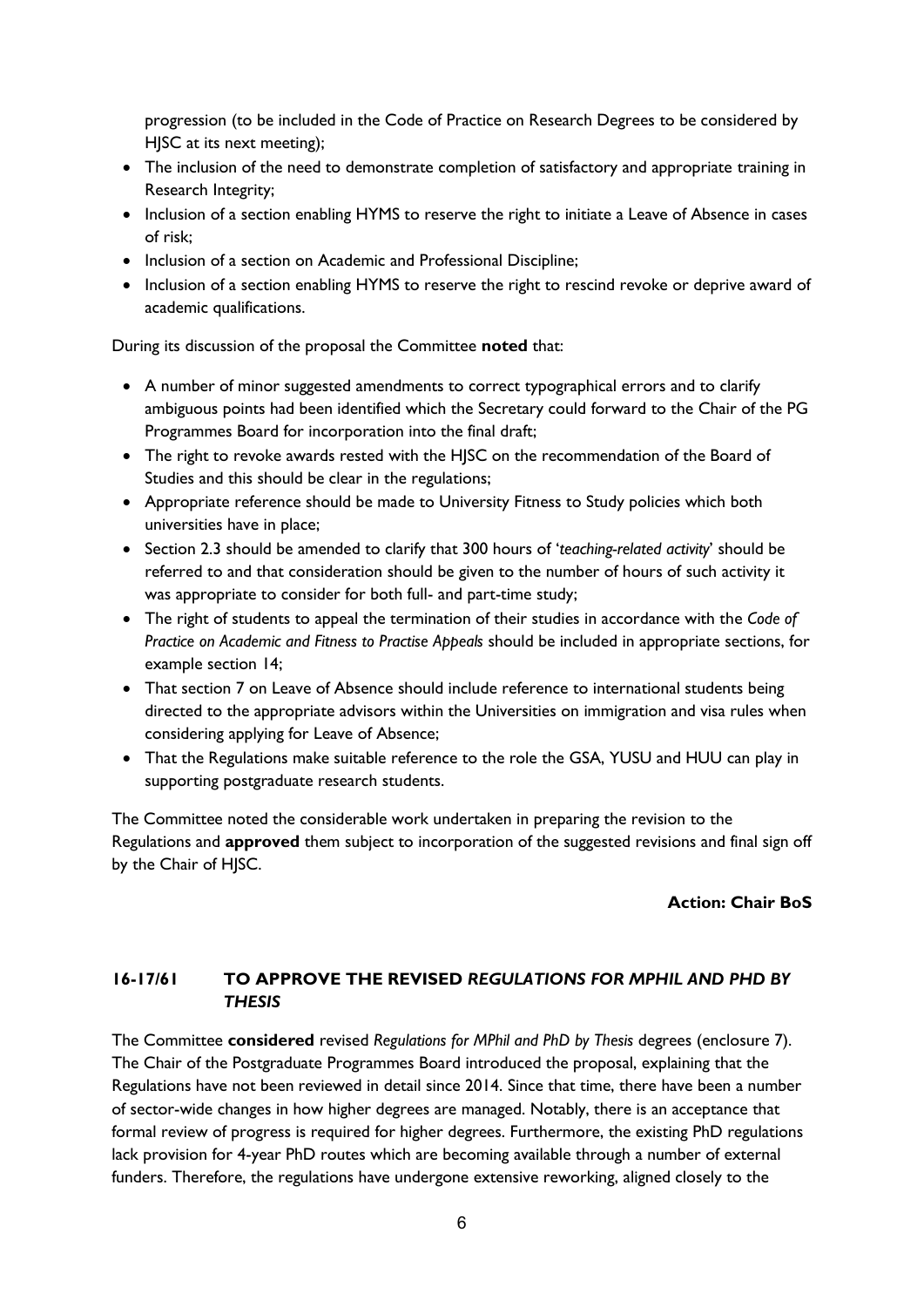progression (to be included in the Code of Practice on Research Degrees to be considered by HJSC at its next meeting);

- The inclusion of the need to demonstrate completion of satisfactory and appropriate training in Research Integrity;
- Inclusion of a section enabling HYMS to reserve the right to initiate a Leave of Absence in cases of risk;
- Inclusion of a section on Academic and Professional Discipline;
- Inclusion of a section enabling HYMS to reserve the right to rescind revoke or deprive award of academic qualifications.

During its discussion of the proposal the Committee **noted** that:

- A number of minor suggested amendments to correct typographical errors and to clarify ambiguous points had been identified which the Secretary could forward to the Chair of the PG Programmes Board for incorporation into the final draft;
- The right to revoke awards rested with the HJSC on the recommendation of the Board of Studies and this should be clear in the regulations;
- Appropriate reference should be made to University Fitness to Study policies which both universities have in place;
- Section 2.3 should be amended to clarify that 300 hours of '*teaching-related activity*' should be referred to and that consideration should be given to the number of hours of such activity it was appropriate to consider for both full- and part-time study;
- The right of students to appeal the termination of their studies in accordance with the *Code of Practice on Academic and Fitness to Practise Appeals* should be included in appropriate sections, for example section 14;
- That section 7 on Leave of Absence should include reference to international students being directed to the appropriate advisors within the Universities on immigration and visa rules when considering applying for Leave of Absence;
- That the Regulations make suitable reference to the role the GSA, YUSU and HUU can play in supporting postgraduate research students.

The Committee noted the considerable work undertaken in preparing the revision to the Regulations and **approved** them subject to incorporation of the suggested revisions and final sign off by the Chair of HJSC.

**Action: Chair BoS**

## 16-17/61 TO APPROVE THE REVISED *REGULATIONS FOR MPHIL AND PHD BY THESIS*

The Committee **considered** revised *Regulations for MPhil and PhD by Thesis* degrees (enclosure 7). The Chair of the Postgraduate Programmes Board introduced the proposal, explaining that the Regulations have not been reviewed in detail since 2014. Since that time, there have been a number of sector-wide changes in how higher degrees are managed. Notably, there is an acceptance that formal review of progress is required for higher degrees. Furthermore, the existing PhD regulations lack provision for 4-year PhD routes which are becoming available through a number of external funders. Therefore, the regulations have undergone extensive reworking, aligned closely to the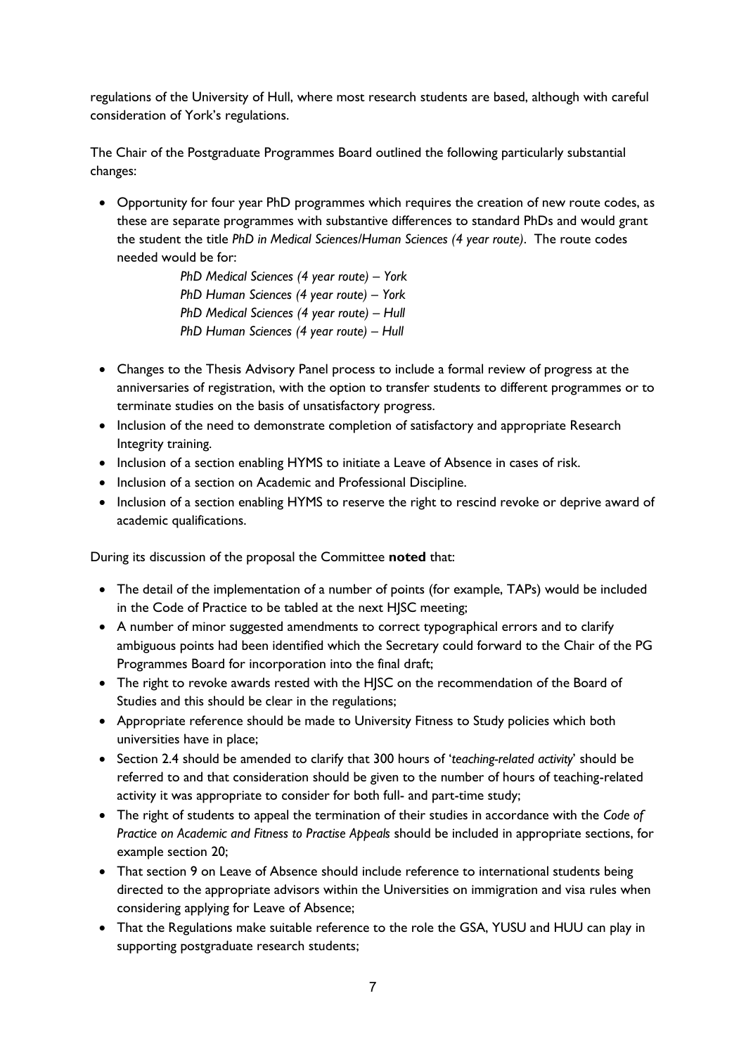regulations of the University of Hull, where most research students are based, although with careful consideration of York's regulations.

The Chair of the Postgraduate Programmes Board outlined the following particularly substantial changes:

- Opportunity for four year PhD programmes which requires the creation of new route codes, as these are separate programmes with substantive differences to standard PhDs and would grant the student the title *PhD in Medical Sciences/Human Sciences (4 year route)*. The route codes needed would be for:

  *PhD Medical Sciences (4 year route) – York*
  *PhD Human Sciences (4 year route) – York*
  *PhD Medical Sciences (4 year route) – Hull*
  *PhD Human Sciences (4 year route) – Hull*

- Changes to the Thesis Advisory Panel process to include a formal review of progress at the anniversaries of registration, with the option to transfer students to different programmes or to terminate studies on the basis of unsatisfactory progress.
- Inclusion of the need to demonstrate completion of satisfactory and appropriate Research Integrity training.
- Inclusion of a section enabling HYMS to initiate a Leave of Absence in cases of risk.
- Inclusion of a section on Academic and Professional Discipline.
- Inclusion of a section enabling HYMS to reserve the right to rescind revoke or deprive award of academic qualifications.

During its discussion of the proposal the Committee **noted** that:

- The detail of the implementation of a number of points (for example, TAPs) would be included in the Code of Practice to be tabled at the next HJSC meeting;
- A number of minor suggested amendments to correct typographical errors and to clarify ambiguous points had been identified which the Secretary could forward to the Chair of the PG Programmes Board for incorporation into the final draft;
- The right to revoke awards rested with the HJSC on the recommendation of the Board of Studies and this should be clear in the regulations;
- Appropriate reference should be made to University Fitness to Study policies which both universities have in place;
- Section 2.4 should be amended to clarify that 300 hours of '*teaching-related activity*' should be referred to and that consideration should be given to the number of hours of teaching-related activity it was appropriate to consider for both full- and part-time study;
- The right of students to appeal the termination of their studies in accordance with the *Code of Practice on Academic and Fitness to Practise Appeals* should be included in appropriate sections, for example section 20;
- That section 9 on Leave of Absence should include reference to international students being directed to the appropriate advisors within the Universities on immigration and visa rules when considering applying for Leave of Absence;
- That the Regulations make suitable reference to the role the GSA, YUSU and HUU can play in supporting postgraduate research students;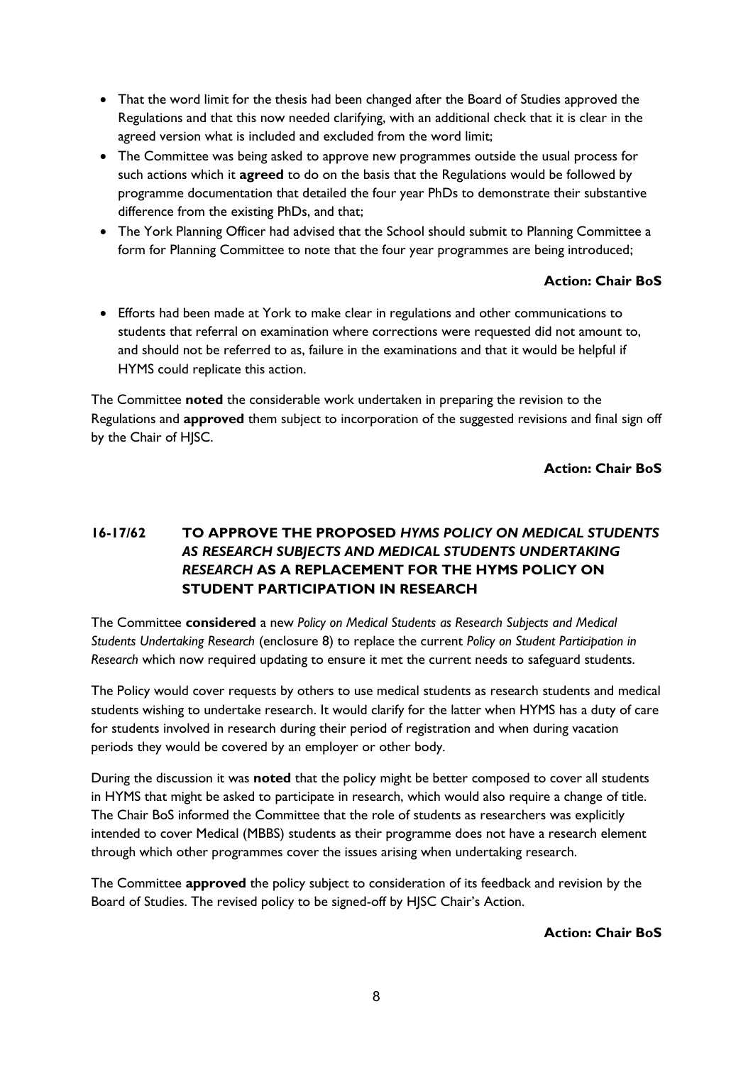- That the word limit for the thesis had been changed after the Board of Studies approved the Regulations and that this now needed clarifying, with an additional check that it is clear in the agreed version what is included and excluded from the word limit;
- The Committee was being asked to approve new programmes outside the usual process for such actions which it **agreed** to do on the basis that the Regulations would be followed by programme documentation that detailed the four year PhDs to demonstrate their substantive difference from the existing PhDs, and that;
- The York Planning Officer had advised that the School should submit to Planning Committee a form for Planning Committee to note that the four year programmes are being introduced;

**Action: Chair BoS**

- Efforts had been made at York to make clear in regulations and other communications to students that referral on examination where corrections were requested did not amount to, and should not be referred to as, failure in the examinations and that it would be helpful if HYMS could replicate this action.

The Committee **noted** the considerable work undertaken in preparing the revision to the Regulations and **approved** them subject to incorporation of the suggested revisions and final sign off by the Chair of HJSC.

**Action: Chair BoS**

## 16-17/62 TO APPROVE THE PROPOSED *HYMS POLICY ON MEDICAL STUDENTS AS RESEARCH SUBJECTS AND MEDICAL STUDENTS UNDERTAKING RESEARCH* AS A REPLACEMENT FOR THE HYMS POLICY ON STUDENT PARTICIPATION IN RESEARCH

The Committee **considered** a new *Policy on Medical Students as Research Subjects and Medical Students Undertaking Research* (enclosure 8) to replace the current *Policy on Student Participation in Research* which now required updating to ensure it met the current needs to safeguard students.

The Policy would cover requests by others to use medical students as research students and medical students wishing to undertake research. It would clarify for the latter when HYMS has a duty of care for students involved in research during their period of registration and when during vacation periods they would be covered by an employer or other body.

During the discussion it was **noted** that the policy might be better composed to cover all students in HYMS that might be asked to participate in research, which would also require a change of title. The Chair BoS informed the Committee that the role of students as researchers was explicitly intended to cover Medical (MBBS) students as their programme does not have a research element through which other programmes cover the issues arising when undertaking research.

The Committee **approved** the policy subject to consideration of its feedback and revision by the Board of Studies. The revised policy to be signed-off by HJSC Chair's Action.

**Action: Chair BoS**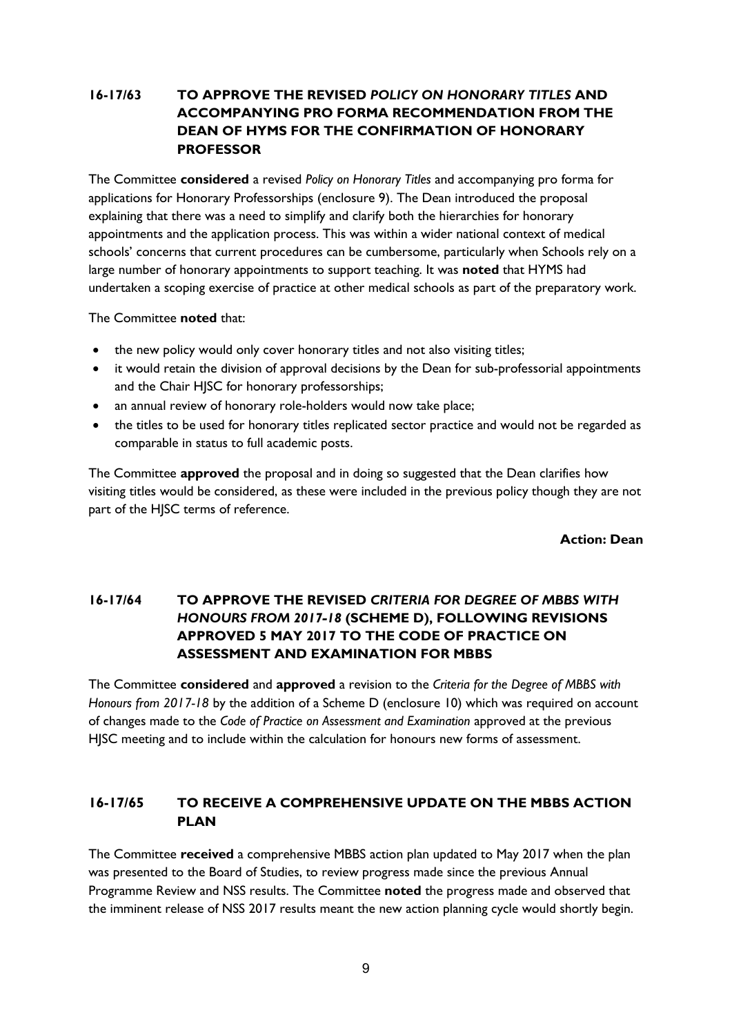## 16-17/63 TO APPROVE THE REVISED *POLICY ON HONORARY TITLES* AND ACCOMPANYING PRO FORMA RECOMMENDATION FROM THE DEAN OF HYMS FOR THE CONFIRMATION OF HONORARY PROFESSOR

The Committee **considered** a revised *Policy on Honorary Titles* and accompanying pro forma for applications for Honorary Professorships (enclosure 9). The Dean introduced the proposal explaining that there was a need to simplify and clarify both the hierarchies for honorary appointments and the application process. This was within a wider national context of medical schools' concerns that current procedures can be cumbersome, particularly when Schools rely on a large number of honorary appointments to support teaching. It was **noted** that HYMS had undertaken a scoping exercise of practice at other medical schools as part of the preparatory work.

The Committee **noted** that:

- the new policy would only cover honorary titles and not also visiting titles;
- it would retain the division of approval decisions by the Dean for sub-professorial appointments and the Chair HJSC for honorary professorships;
- an annual review of honorary role-holders would now take place;
- the titles to be used for honorary titles replicated sector practice and would not be regarded as comparable in status to full academic posts.

The Committee **approved** the proposal and in doing so suggested that the Dean clarifies how visiting titles would be considered, as these were included in the previous policy though they are not part of the HJSC terms of reference.

**Action: Dean**

## 16-17/64 TO APPROVE THE REVISED *CRITERIA FOR DEGREE OF MBBS WITH HONOURS FROM 2017-18* (SCHEME D), FOLLOWING REVISIONS APPROVED 5 MAY 2017 TO THE CODE OF PRACTICE ON ASSESSMENT AND EXAMINATION FOR MBBS

The Committee **considered** and **approved** a revision to the *Criteria for the Degree of MBBS with Honours from 2017-18* by the addition of a Scheme D (enclosure 10) which was required on account of changes made to the *Code of Practice on Assessment and Examination* approved at the previous HJSC meeting and to include within the calculation for honours new forms of assessment.

## 16-17/65 TO RECEIVE A COMPREHENSIVE UPDATE ON THE MBBS ACTION PLAN

The Committee **received** a comprehensive MBBS action plan updated to May 2017 when the plan was presented to the Board of Studies, to review progress made since the previous Annual Programme Review and NSS results. The Committee **noted** the progress made and observed that the imminent release of NSS 2017 results meant the new action planning cycle would shortly begin.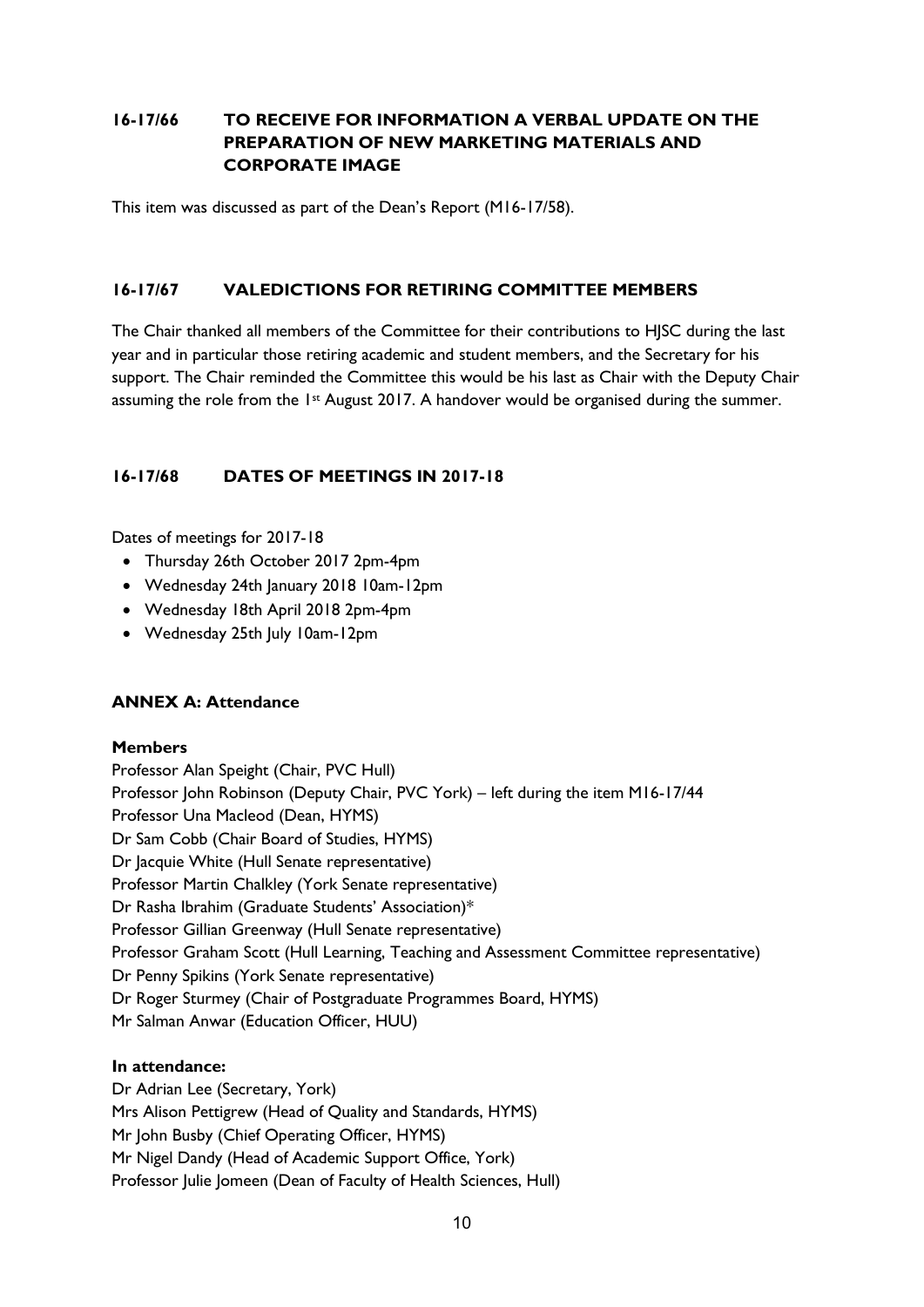## 16-17/66 TO RECEIVE FOR INFORMATION A VERBAL UPDATE ON THE PREPARATION OF NEW MARKETING MATERIALS AND CORPORATE IMAGE

This item was discussed as part of the Dean's Report (M16-17/58).

## 16-17/67 VALEDICTIONS FOR RETIRING COMMITTEE MEMBERS

The Chair thanked all members of the Committee for their contributions to HJSC during the last year and in particular those retiring academic and student members, and the Secretary for his support. The Chair reminded the Committee this would be his last as Chair with the Deputy Chair assuming the role from the 1st August 2017. A handover would be organised during the summer.

## 16-17/68 DATES OF MEETINGS IN 2017-18

Dates of meetings for 2017-18

- Thursday 26th October 2017 2pm-4pm
- Wednesday 24th January 2018 10am-12pm
- Wednesday 18th April 2018 2pm-4pm
- Wednesday 25th July 10am-12pm

### ANNEX A: Attendance

**Members**

Professor Alan Speight (Chair, PVC Hull)
Professor John Robinson (Deputy Chair, PVC York) – left during the item M16-17/44
Professor Una Macleod (Dean, HYMS)
Dr Sam Cobb (Chair Board of Studies, HYMS)
Dr Jacquie White (Hull Senate representative)
Professor Martin Chalkley (York Senate representative)
Dr Rasha Ibrahim (Graduate Students' Association)*
Professor Gillian Greenway (Hull Senate representative)
Professor Graham Scott (Hull Learning, Teaching and Assessment Committee representative)
Dr Penny Spikins (York Senate representative)
Dr Roger Sturmey (Chair of Postgraduate Programmes Board, HYMS)
Mr Salman Anwar (Education Officer, HUU)

**In attendance:**

Dr Adrian Lee (Secretary, York)
Mrs Alison Pettigrew (Head of Quality and Standards, HYMS)
Mr John Busby (Chief Operating Officer, HYMS)
Mr Nigel Dandy (Head of Academic Support Office, York)
Professor Julie Jomeen (Dean of Faculty of Health Sciences, Hull)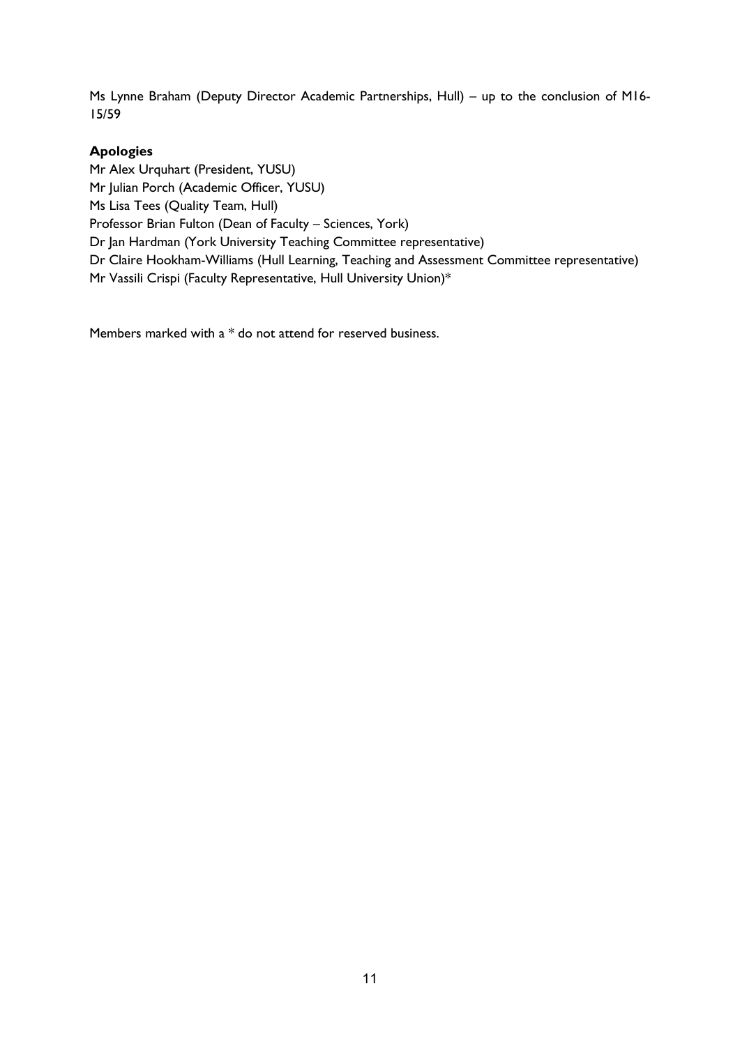Ms Lynne Braham (Deputy Director Academic Partnerships, Hull) – up to the conclusion of M16-15/59

**Apologies**

Mr Alex Urquhart (President, YUSU)
Mr Julian Porch (Academic Officer, YUSU)
Ms Lisa Tees (Quality Team, Hull)
Professor Brian Fulton (Dean of Faculty – Sciences, York)
Dr Jan Hardman (York University Teaching Committee representative)
Dr Claire Hookham-Williams (Hull Learning, Teaching and Assessment Committee representative)
Mr Vassili Crispi (Faculty Representative, Hull University Union)*

Members marked with a * do not attend for reserved business.